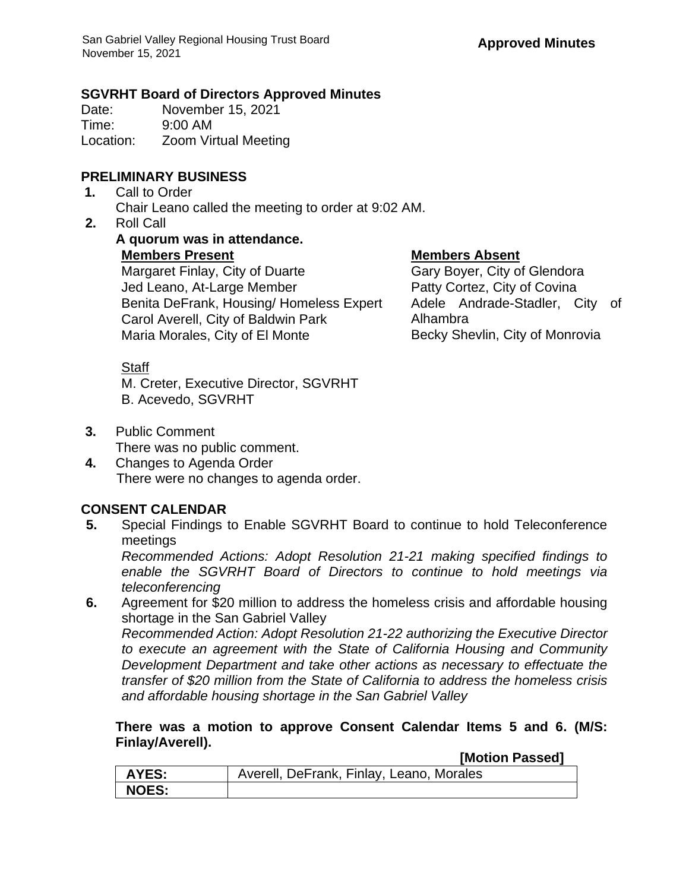**Approved Minutes**

## SGVRHT Board of Directors Approved Minutes

Date: November 15, 2021
Time: 9:00 AM
Location: Zoom Virtual Meeting

### PRELIMINARY BUSINESS

**1.** Call to Order
Chair Leano called the meeting to order at 9:02 AM.

**2.** Roll Call
**A quorum was in attendance.**

**Members Present**
Margaret Finlay, City of Duarte
Jed Leano, At-Large Member
Benita DeFrank, Housing/ Homeless Expert
Carol Averell, City of Baldwin Park
Maria Morales, City of El Monte

**Members Absent**
Gary Boyer, City of Glendora
Patty Cortez, City of Covina
Adele Andrade-Stadler, City of Alhambra
Becky Shevlin, City of Monrovia

Staff
M. Creter, Executive Director, SGVRHT
B. Acevedo, SGVRHT

**3.** Public Comment
There was no public comment.

**4.** Changes to Agenda Order
There were no changes to agenda order.

### CONSENT CALENDAR

**5.** Special Findings to Enable SGVRHT Board to continue to hold Teleconference meetings
*Recommended Actions: Adopt Resolution 21-21 making specified findings to enable the SGVRHT Board of Directors to continue to hold meetings via teleconferencing*

**6.** Agreement for $20 million to address the homeless crisis and affordable housing shortage in the San Gabriel Valley
*Recommended Action: Adopt Resolution 21-22 authorizing the Executive Director to execute an agreement with the State of California Housing and Community Development Department and take other actions as necessary to effectuate the transfer of $20 million from the State of California to address the homeless crisis and affordable housing shortage in the San Gabriel Valley*

**There was a motion to approve Consent Calendar Items 5 and 6. (M/S: Finlay/Averell).**

**[Motion Passed]**

| **AYES:** | Averell, DeFrank, Finlay, Leano, Morales |
|---|---|
| **NOES:** | |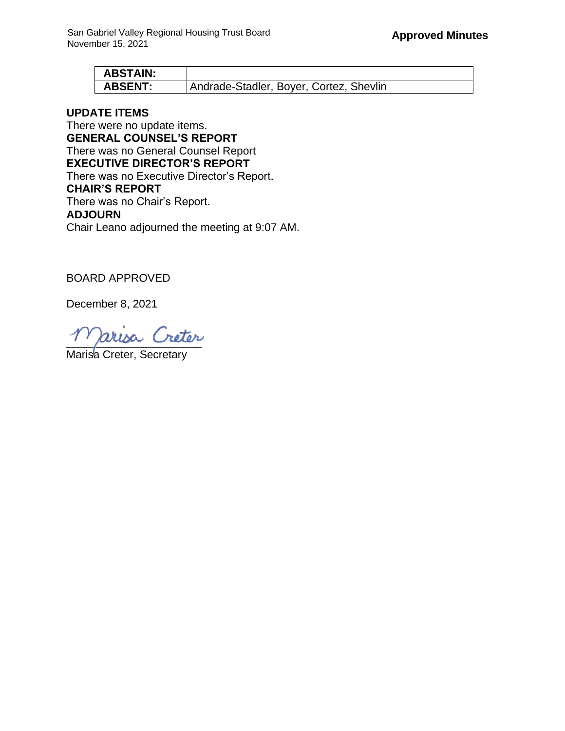| | |
|---|---|
| **ABSTAIN:** | |
| **ABSENT:** | Andrade-Stadler, Boyer, Cortez, Shevlin |

**UPDATE ITEMS**
There were no update items.

**GENERAL COUNSEL'S REPORT**
There was no General Counsel Report

**EXECUTIVE DIRECTOR'S REPORT**
There was no Executive Director's Report.

**CHAIR'S REPORT**
There was no Chair's Report.

**ADJOURN**
Chair Leano adjourned the meeting at 9:07 AM.

BOARD APPROVED

December 8, 2021

Marisa Creter

Marisa Creter, Secretary